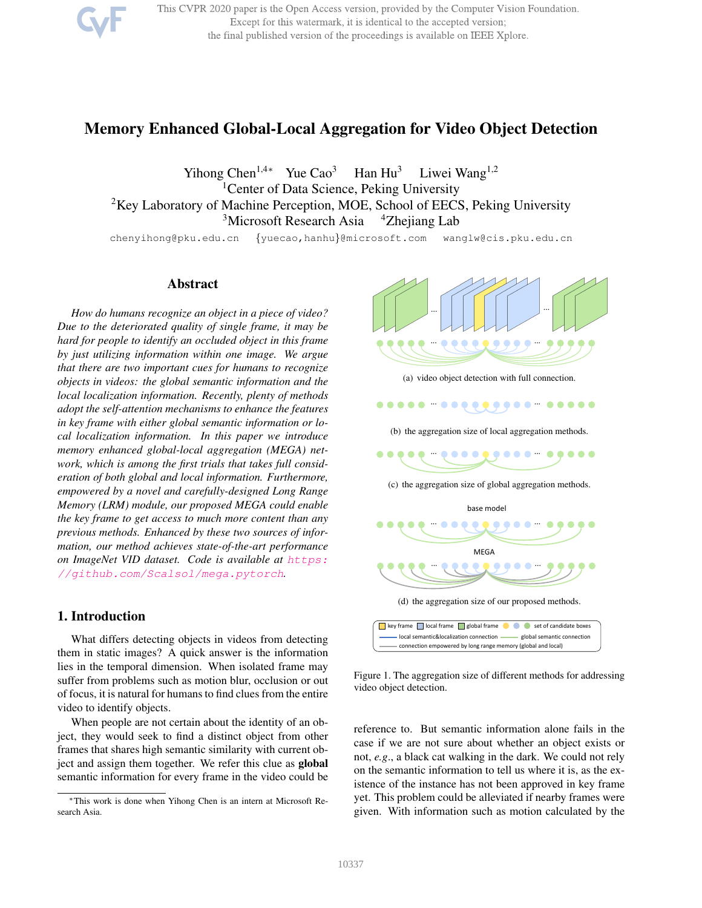# Memory Enhanced Global-Local Aggregation for Video Object Detection

Yihong Chen[1,4*] Yue Cao[3] Han Hu[3] Liwei Wang[1,2]

[1]Center of Data Science, Peking University

[2]Key Laboratory of Machine Perception, MOE, School of EECS, Peking University

[3]Microsoft Research Asia [4]Zhejiang Lab

chenyihong@pku.edu.cn {yuecao,hanhu}@microsoft.com wanglw@cis.pku.edu.cn

## Abstract

*How do humans recognize an object in a piece of video? Due to the deteriorated quality of single frame, it may be hard for people to identify an occluded object in this frame by just utilizing information within one image. We argue that there are two important cues for humans to recognize objects in videos: the global semantic information and the local localization information. Recently, plenty of methods adopt the self-attention mechanisms to enhance the features in key frame with either global semantic information or local localization information. In this paper we introduce memory enhanced global-local aggregation (MEGA) network, which is among the first trials that takes full consideration of both global and local information. Furthermore, empowered by a novel and carefully-designed Long Range Memory (LRM) module, our proposed MEGA could enable the key frame to get access to much more content than any previous methods. Enhanced by these two sources of information, our method achieves state-of-the-art performance on ImageNet VID dataset. Code is available at https://github.com/Scalsol/mega.pytorch.*

## 1. Introduction

What differs detecting objects in videos from detecting them in static images? A quick answer is the information lies in the temporal dimension. When isolated frame may suffer from problems such as motion blur, occlusion or out of focus, it is natural for humans to find clues from the entire video to identify objects.

When people are not certain about the identity of an object, they would seek to find a distinct object from other frames that shares high semantic similarity with current object and assign them together. We refer this clue as **global** semantic information for every frame in the video could be reference to. But semantic information alone fails in the case if we are not sure about whether an object exists or not, *e.g.*, a black cat walking in the dark. We could not rely on the semantic information to tell us where it is, as the existence of the instance has not been approved in key frame yet. This problem could be alleviated if nearby frames were given. With information such as motion calculated by the

(a) video object detection with full connection.

(b) the aggregation size of local aggregation methods.

(c) the aggregation size of global aggregation methods.

(d) the aggregation size of our proposed methods.

Figure 1. The aggregation size of different methods for addressing video object detection.

*This work is done when Yihong Chen is an intern at Microsoft Research Asia.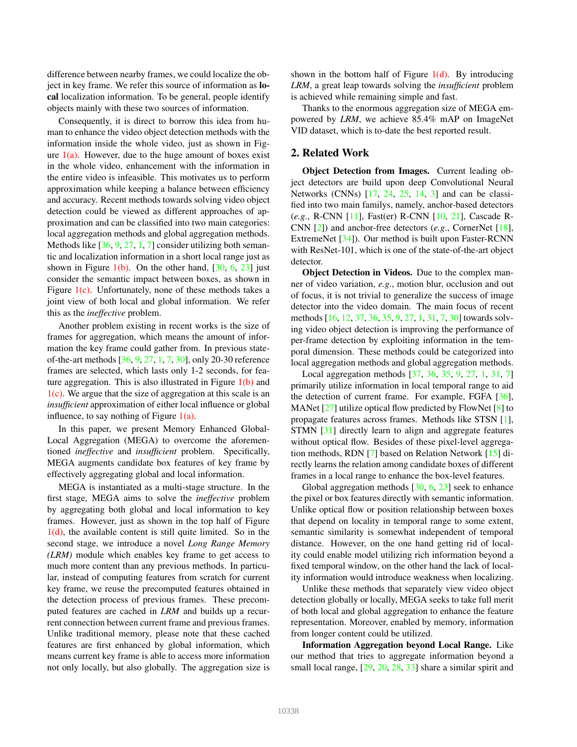difference between nearby frames, we could localize the object in key frame. We refer this source of information as **local** localization information. To be general, people identify objects mainly with these two sources of information.

Consequently, it is direct to borrow this idea from human to enhance the video object detection methods with the information inside the whole video, just as shown in Figure 1(a). However, due to the huge amount of boxes exist in the whole video, enhancement with the information in the entire video is infeasible. This motivates us to perform approximation while keeping a balance between efficiency and accuracy. Recent methods towards solving video object detection could be viewed as different approaches of approximation and can be classified into two main categories: local aggregation methods and global aggregation methods. Methods like [36, 9, 27, 1, 7] consider utilizing both semantic and localization information in a short local range just as shown in Figure 1(b). On the other hand, [30, 6, 23] just consider the semantic impact between boxes, as shown in Figure 1(c). Unfortunately, none of these methods takes a joint view of both local and global information. We refer this as the *ineffective* problem.

Another problem existing in recent works is the size of frames for aggregation, which means the amount of information the key frame could gather from. In previous state-of-the-art methods [36, 9, 27, 1, 7, 30], only 20-30 reference frames are selected, which lasts only 1-2 seconds, for feature aggregation. This is also illustrated in Figure 1(b) and 1(c). We argue that the size of aggregation at this scale is an *insufficient* approximation of either local influence or global influence, to say nothing of Figure 1(a).

In this paper, we present Memory Enhanced Global-Local Aggregation (MEGA) to overcome the aforementioned *ineffective* and *insufficient* problem. Specifically, MEGA augments candidate box features of key frame by effectively aggregating global and local information.

MEGA is instantiated as a multi-stage structure. In the first stage, MEGA aims to solve the *ineffective* problem by aggregating both global and local information to key frames. However, just as shown in the top half of Figure 1(d), the available content is still quite limited. So in the second stage, we introduce a novel *Long Range Memory (LRM)* module which enables key frame to get access to much more content than any previous methods. In particular, instead of computing features from scratch for current key frame, we reuse the precomputed features obtained in the detection process of previous frames. These precomputed features are cached in *LRM* and builds up a recurrent connection between current frame and previous frames. Unlike traditional memory, please note that these cached features are first enhanced by global information, which means current key frame is able to access more information not only locally, but also globally. The aggregation size is shown in the bottom half of Figure 1(d). By introducing *LRM*, a great leap towards solving the *insufficient* problem is achieved while remaining simple and fast.

Thanks to the enormous aggregation size of MEGA empowered by *LRM*, we achieve 85.4% mAP on ImageNet VID dataset, which is to-date the best reported result.

## 2. Related Work

**Object Detection from Images.** Current leading object detectors are build upon deep Convolutional Neural Networks (CNNs) [17, 24, 25, 14, 3] and can be classified into two main familys, namely, anchor-based detectors (*e.g.*, R-CNN [11], Fast(er) R-CNN [10, 21], Cascade R-CNN [2]) and anchor-free detectors (*e.g.*, CornerNet [18], ExtremeNet [34]). Our method is built upon Faster-RCNN with ResNet-101, which is one of the state-of-the-art object detector.

**Object Detection in Videos.** Due to the complex manner of video variation, *e.g.*, motion blur, occlusion and out of focus, it is not trivial to generalize the success of image detector into the video domain. The main focus of recent methods [16, 12, 37, 36, 35, 9, 27, 1, 31, 7, 30] towards solving video object detection is improving the performance of per-frame detection by exploiting information in the temporal dimension. These methods could be categorized into local aggregation methods and global aggregation methods.

Local aggregation methods [37, 36, 35, 9, 27, 1, 31, 7] primarily utilize information in local temporal range to aid the detection of current frame. For example, FGFA [36], MANet [27] utilize optical flow predicted by FlowNet [8] to propagate features across frames. Methods like STSN [1], STMN [31] directly learn to align and aggregate features without optical flow. Besides of these pixel-level aggregation methods, RDN [7] based on Relation Network [15] directly learns the relation among candidate boxes of different frames in a local range to enhance the box-level features.

Global aggregation methods [30, 6, 23] seek to enhance the pixel or box features directly with semantic information. Unlike optical flow or position relationship between boxes that depend on locality in temporal range to some extent, semantic similarity is somewhat independent of temporal distance. However, on the one hand getting rid of locality could enable model utilizing rich information beyond a fixed temporal window, on the other hand the lack of locality information would introduce weakness when localizing.

Unlike these methods that separately view video object detection globally or locally, MEGA seeks to take full merit of both local and global aggregation to enhance the feature representation. Moreover, enabled by memory, information from longer content could be utilized.

**Information Aggregation beyond Local Range.** Like our method that tries to aggregate information beyond a small local range, [29, 20, 28, 33] share a similar spirit and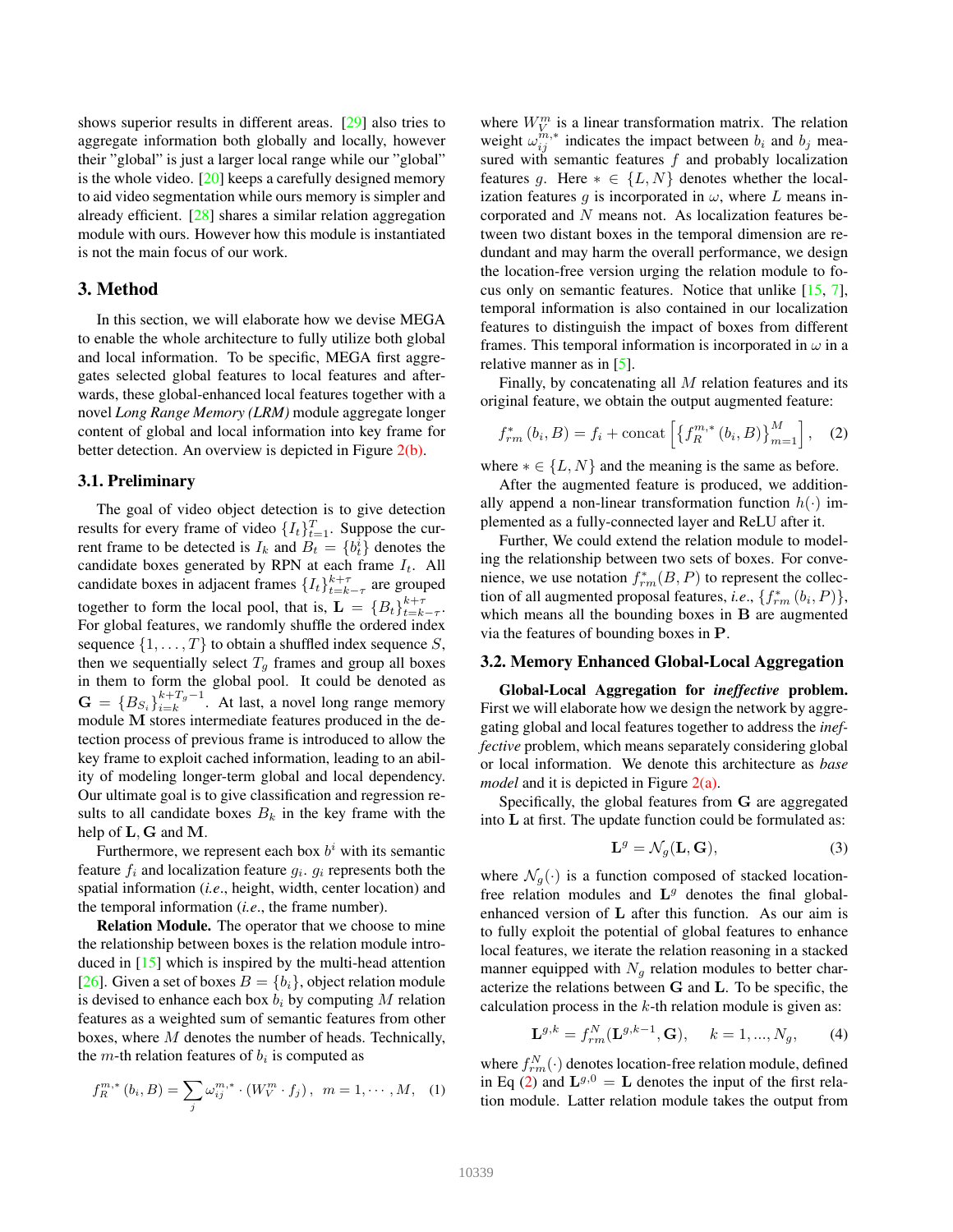shows superior results in different areas. [29] also tries to aggregate information both globally and locally, however their "global" is just a larger local range while our "global" is the whole video. [20] keeps a carefully designed memory to aid video segmentation while ours memory is simpler and already efficient. [28] shares a similar relation aggregation module with ours. However how this module is instantiated is not the main focus of our work.

## 3. Method

In this section, we will elaborate how we devise MEGA to enable the whole architecture to fully utilize both global and local information. To be specific, MEGA first aggregates selected global features to local features and afterwards, these global-enhanced local features together with a novel *Long Range Memory (LRM)* module aggregate longer content of global and local information into key frame for better detection. An overview is depicted in Figure 2(b).

### 3.1. Preliminary

The goal of video object detection is to give detection results for every frame of video $\{I_t\}_{t=1}^{T}$. Suppose the current frame to be detected is $I_k$ and $B_t = \{b_t^i\}$ denotes the candidate boxes generated by RPN at each frame $I_t$. All candidate boxes in adjacent frames $\{I_t\}_{t=k-\tau}^{k+\tau}$ are grouped together to form the local pool, that is, $\mathbf{L} = \{B_t\}_{t=k-\tau}^{k+\tau}$. For global features, we randomly shuffle the ordered index sequence $\{1, \ldots, T\}$ to obtain a shuffled index sequence $S$, then we sequentially select $T_g$ frames and group all boxes in them to form the global pool. It could be denoted as $\mathbf{G} = \{B_{S_i}\}_{i=k}^{k+T_g-1}$. At last, a novel long range memory module $\mathbf{M}$ stores intermediate features produced in the detection process of previous frame is introduced to allow the key frame to exploit cached information, leading to an ability of modeling longer-term global and local dependency. Our ultimate goal is to give classification and regression results to all candidate boxes $B_k$ in the key frame with the help of $\mathbf{L}, \mathbf{G}$ and $\mathbf{M}$.

Furthermore, we represent each box $b^i$ with its semantic feature $f_i$ and localization feature $g_i$. $g_i$ represents both the spatial information (*i.e.*, height, width, center location) and the temporal information (*i.e.*, the frame number).

**Relation Module.** The operator that we choose to mine the relationship between boxes is the relation module introduced in [15] which is inspired by the multi-head attention [26]. Given a set of boxes $B = \{b_i\}$, object relation module is devised to enhance each box $b_i$ by computing $M$ relation features as a weighted sum of semantic features from other boxes, where $M$ denotes the number of heads. Technically, the $m$-th relation features of $b_i$ is computed as

$$f_R^{m,*}(b_i, B) = \sum_j \omega_{ij}^{m,*} \cdot (W_V^m \cdot f_j), \quad m = 1, \cdots, M, \quad (1)$$

where $W_V^m$ is a linear transformation matrix. The relation weight $\omega_{ij}^{m,*}$ indicates the impact between $b_i$ and $b_j$ measured with semantic features $f$ and probably localization features $g$. Here $* \in \{L, N\}$ denotes whether the localization features $g$ is incorporated in $\omega$, where $L$ means incorporated and $N$ means not. As localization features between two distant boxes in the temporal dimension are redundant and may harm the overall performance, we design the location-free version urging the relation module to focus only on semantic features. Notice that unlike [15, 7], temporal information is also contained in our localization features to distinguish the impact of boxes from different frames. This temporal information is incorporated in $\omega$ in a relative manner as in [5].

Finally, by concatenating all $M$ relation features and its original feature, we obtain the output augmented feature:

$$f_{rm}^{*}(b_i, B) = f_i + \text{concat}\left[\left\{f_R^{m,*}(b_i, B)\right\}_{m=1}^{M}\right], \quad (2)$$

where $* \in \{L, N\}$ and the meaning is the same as before.

After the augmented feature is produced, we additionally append a non-linear transformation function $h(\cdot)$ implemented as a fully-connected layer and ReLU after it.

Further, We could extend the relation module to modeling the relationship between two sets of boxes. For convenience, we use notation $f_{rm}^{*}(B, P)$ to represent the collection of all augmented proposal features, *i.e.*, $\{f_{rm}^{*}(b_i, P)\}$, which means all the bounding boxes in $\mathbf{B}$ are augmented via the features of bounding boxes in $\mathbf{P}$.

### 3.2. Memory Enhanced Global-Local Aggregation

**Global-Local Aggregation for *ineffective* problem.** First we will elaborate how we design the network by aggregating global and local features together to address the *ineffective* problem, which means separately considering global or local information. We denote this architecture as *base model* and it is depicted in Figure 2(a).

Specifically, the global features from $\mathbf{G}$ are aggregated into $\mathbf{L}$ at first. The update function could be formulated as:

$$\mathbf{L}^g = \mathcal{N}_g(\mathbf{L}, \mathbf{G}), \quad (3)$$

where $\mathcal{N}_g(\cdot)$ is a function composed of stacked location-free relation modules and $\mathbf{L}^g$ denotes the final global-enhanced version of $\mathbf{L}$ after this function. As our aim is to fully exploit the potential of global features to enhance local features, we iterate the relation reasoning in a stacked manner equipped with $N_g$ relation modules to better characterize the relations between $\mathbf{G}$ and $\mathbf{L}$. To be specific, the calculation process in the $k$-th relation module is given as:

$$\mathbf{L}^{g,k} = f_{rm}^{N}(\mathbf{L}^{g,k-1}, \mathbf{G}), \quad k = 1, ..., N_g, \quad (4)$$

where $f_{rm}^{N}(\cdot)$ denotes location-free relation module, defined in Eq (2) and $\mathbf{L}^{g,0} = \mathbf{L}$ denotes the input of the first relation module. Latter relation module takes the output from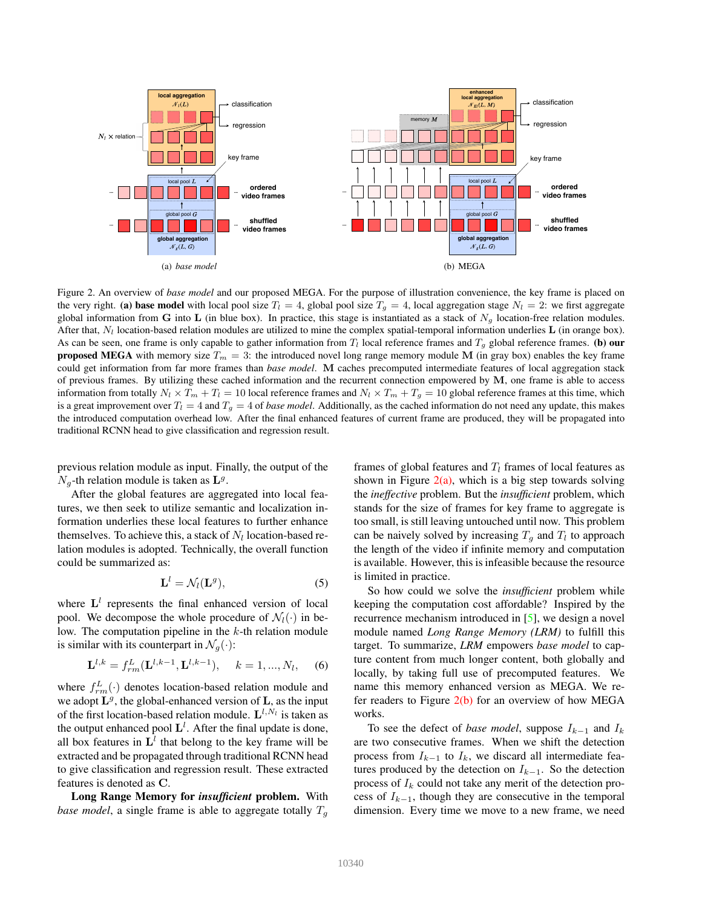Figure 2. An overview of *base model* and our proposed MEGA. For the purpose of illustration convenience, the key frame is placed on the very right. **(a) base model** with local pool size $T_l = 4$, global pool size $T_g = 4$, local aggregation stage $N_l = 2$: we first aggregate global information from $\mathbf{G}$ into $\mathbf{L}$ (in blue box). In practice, this stage is instantiated as a stack of $N_g$ location-free relation modules. After that, $N_l$ location-based relation modules are utilized to mine the complex spatial-temporal information underlies $\mathbf{L}$ (in orange box). As can be seen, one frame is only capable to gather information from $T_l$ local reference frames and $T_g$ global reference frames. **(b) our proposed MEGA** with memory size $T_m = 3$: the introduced novel long range memory module $\mathbf{M}$ (in gray box) enables the key frame could get information from far more frames than *base model*. $\mathbf{M}$ caches precomputed intermediate features of local aggregation stack of previous frames. By utilizing these cached information and the recurrent connection empowered by $\mathbf{M}$, one frame is able to access information from totally $N_l \times T_m + T_l = 10$ local reference frames and $N_l \times T_m + T_g = 10$ global reference frames at this time, which is a great improvement over $T_l = 4$ and $T_g = 4$ of *base model*. Additionally, as the cached information do not need any update, this makes the introduced computation overhead low. After the final enhanced features of current frame are produced, they will be propagated into traditional RCNN head to give classification and regression result.

previous relation module as input. Finally, the output of the $N_g$-th relation module is taken as $\mathbf{L}^g$.

After the global features are aggregated into local features, we then seek to utilize semantic and localization information underlies these local features to further enhance themselves. To achieve this, a stack of $N_l$ location-based relation modules is adopted. Technically, the overall function could be summarized as:

$$\mathbf{L}^l = \mathcal{N}_l(\mathbf{L}^g), \tag{5}$$

where $\mathbf{L}^l$ represents the final enhanced version of local pool. We decompose the whole procedure of $\mathcal{N}_l(\cdot)$ in below. The computation pipeline in the $k$-th relation module is similar with its counterpart in $\mathcal{N}_g(\cdot)$:

$$\mathbf{L}^{l,k} = f_{rm}^L(\mathbf{L}^{l,k-1}, \mathbf{L}^{l,k-1}), \quad k = 1, ..., N_l, \tag{6}$$

where $f_{rm}^L(\cdot)$ denotes location-based relation module and we adopt $\mathbf{L}^g$, the global-enhanced version of $\mathbf{L}$, as the input of the first location-based relation module. $\mathbf{L}^{l,N_l}$ is taken as the output enhanced pool $\mathbf{L}^l$. After the final update is done, all box features in $\mathbf{L}^l$ that belong to the key frame will be extracted and be propagated through traditional RCNN head to give classification and regression result. These extracted features is denoted as $\mathbf{C}$.

**Long Range Memory for *insufficient* problem.** With *base model*, a single frame is able to aggregate totally $T_g$ frames of global features and $T_l$ frames of local features as shown in Figure 2(a), which is a big step towards solving the *ineffective* problem. But the *insufficient* problem, which stands for the size of frames for key frame to aggregate is too small, is still leaving untouched until now. This problem can be naively solved by increasing $T_g$ and $T_l$ to approach the length of the video if infinite memory and computation is available. However, this is infeasible because the resource is limited in practice.

So how could we solve the *insufficient* problem while keeping the computation cost affordable? Inspired by the recurrence mechanism introduced in [5], we design a novel module named *Long Range Memory (LRM)* to fulfill this target. To summarize, *LRM* empowers *base model* to capture content from much longer content, both globally and locally, by taking full use of precomputed features. We name this memory enhanced version as MEGA. We refer readers to Figure 2(b) for an overview of how MEGA works.

To see the defect of *base model*, suppose $I_{k-1}$ and $I_k$ are two consecutive frames. When we shift the detection process from $I_{k-1}$ to $I_k$, we discard all intermediate features produced by the detection on $I_{k-1}$. So the detection process of $I_k$ could not take any merit of the detection process of $I_{k-1}$, though they are consecutive in the temporal dimension. Every time we move to a new frame, we need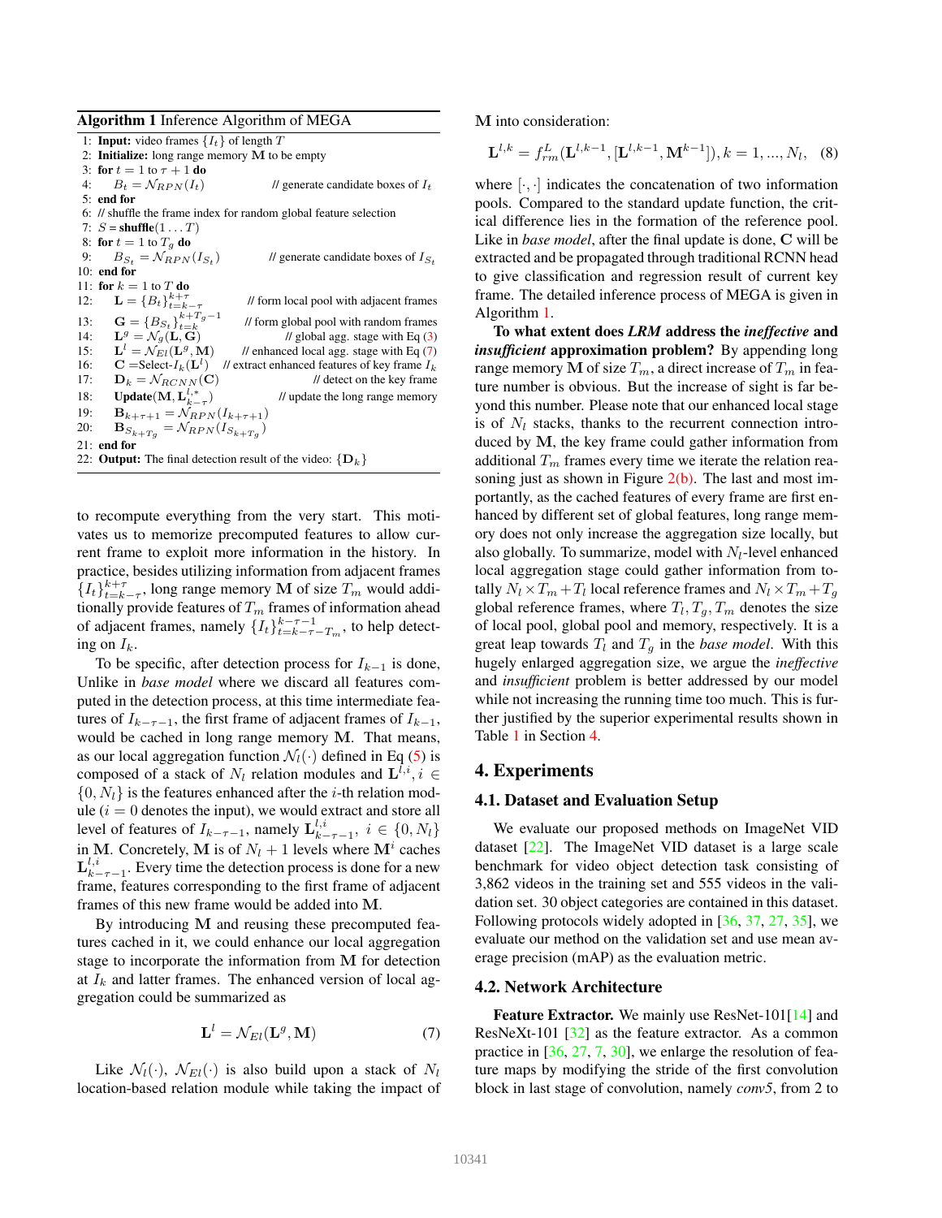**Algorithm 1** Inference Algorithm of MEGA

```
1: Input: video frames {I_t} of length T
2: Initialize: long range memory M to be empty
3: for t = 1 to τ + 1 do
4:     B_t = N_RPN(I_t)                        // generate candidate boxes of I_t
5: end for
6: // shuffle the frame index for random global feature selection
7: S = shuffle(1 ... T)
8: for t = 1 to T_g do
9:     B_{S_t} = N_RPN(I_{S_t})                // generate candidate boxes of I_{S_t}
10: end for
11: for k = 1 to T do
12:     L = {B_t}_{t=k-τ}^{k+τ}                // form local pool with adjacent frames
13:     G = {B_{S_t}}_{t=k}^{k+T_g-1}          // form global pool with random frames
14:     L^g = N_g(L, G)                        // global agg. stage with Eq (3)
15:     L^l = N_El(L^g, M)                     // enhanced local agg. stage with Eq (7)
16:     C = Select-I_k(L^l)                    // extract enhanced features of key frame I_k
17:     D_k = N_RCNN(C)                        // detect on the key frame
18:     Update(M, L_{k-τ}^{l,*})               // update the long range memory
19:     B_{k+τ+1} = N_RPN(I_{k+τ+1})
20:     B_{S_{k+T_g}} = N_RPN(I_{S_{k+T_g}})
21: end for
22: Output: The final detection result of the video: {D_k}
```

to recompute everything from the very start. This motivates us to memorize precomputed features to allow current frame to exploit more information in the history. In practice, besides utilizing information from adjacent frames $\{I_t\}_{t=k-\tau}^{k+\tau}$, long range memory $\mathbf{M}$ of size $T_m$ would additionally provide features of $T_m$ frames of information ahead of adjacent frames, namely $\{I_t\}_{t=k-\tau-T_m}^{k-\tau-1}$, to help detecting on $I_k$.

To be specific, after detection process for $I_{k-1}$ is done, Unlike in *base model* where we discard all features computed in the detection process, at this time intermediate features of $I_{k-\tau-1}$, the first frame of adjacent frames of $I_{k-1}$, would be cached in long range memory $\mathbf{M}$. That means, as our local aggregation function $\mathcal{N}_l(\cdot)$ defined in Eq (5) is composed of a stack of $N_l$ relation modules and $\mathbf{L}^{l,i}, i \in \{0, N_l\}$ is the features enhanced after the $i$-th relation module ($i = 0$ denotes the input), we would extract and store all level of features of $I_{k-\tau-1}$, namely $\mathbf{L}^{l,i}_{k-\tau-1},\ i \in \{0, N_l\}$ in $\mathbf{M}$. Concretely, $\mathbf{M}$ is of $N_l + 1$ levels where $\mathbf{M}^i$ caches $\mathbf{L}^{l,i}_{k-\tau-1}$. Every time the detection process is done for a new frame, features corresponding to the first frame of adjacent frames of this new frame would be added into $\mathbf{M}$.

By introducing $\mathbf{M}$ and reusing these precomputed features cached in it, we could enhance our local aggregation stage to incorporate the information from $\mathbf{M}$ for detection at $I_k$ and latter frames. The enhanced version of local aggregation could be summarized as

$$\mathbf{L}^l = \mathcal{N}_{El}(\mathbf{L}^g, \mathbf{M}) \tag{7}$$

Like $\mathcal{N}_l(\cdot)$, $\mathcal{N}_{El}(\cdot)$ is also build upon a stack of $N_l$ location-based relation module while taking the impact of $\mathbf{M}$ into consideration:

$$\mathbf{L}^{l,k} = f_{rm}^L(\mathbf{L}^{l,k-1}, [\mathbf{L}^{l,k-1}, \mathbf{M}^{k-1}]), k = 1, ..., N_l, \tag{8}$$

where $[\cdot,\cdot]$ indicates the concatenation of two information pools. Compared to the standard update function, the critical difference lies in the formation of the reference pool. Like in *base model*, after the final update is done, $\mathbf{C}$ will be extracted and be propagated through traditional RCNN head to give classification and regression result of current key frame. The detailed inference process of MEGA is given in Algorithm 1.

**To what extent does *LRM* address the *ineffective* and *insufficient* approximation problem?** By appending long range memory $\mathbf{M}$ of size $T_m$, a direct increase of $T_m$ in feature number is obvious. But the increase of sight is far beyond this number. Please note that our enhanced local stage is of $N_l$ stacks, thanks to the recurrent connection introduced by $\mathbf{M}$, the key frame could gather information from additional $T_m$ frames every time we iterate the relation reasoning just as shown in Figure 2(b). The last and most importantly, as the cached features of every frame are first enhanced by different set of global features, long range memory does not only increase the aggregation size locally, but also globally. To summarize, model with $N_l$-level enhanced local aggregation stage could gather information from totally $N_l \times T_m + T_l$ local reference frames and $N_l \times T_m + T_g$ global reference frames, where $T_l, T_g, T_m$ denotes the size of local pool, global pool and memory, respectively. It is a great leap towards $T_l$ and $T_g$ in the *base model*. With this hugely enlarged aggregation size, we argue the *ineffective* and *insufficient* problem is better addressed by our model while not increasing the running time too much. This is further justified by the superior experimental results shown in Table 1 in Section 4.

# 4. Experiments

## 4.1. Dataset and Evaluation Setup

We evaluate our proposed methods on ImageNet VID dataset [22]. The ImageNet VID dataset is a large scale benchmark for video object detection task consisting of 3,862 videos in the training set and 555 videos in the validation set. 30 object categories are contained in this dataset. Following protocols widely adopted in [36, 37, 27, 35], we evaluate our method on the validation set and use mean average precision (mAP) as the evaluation metric.

## 4.2. Network Architecture

**Feature Extractor.** We mainly use ResNet-101[14] and ResNeXt-101 [32] as the feature extractor. As a common practice in [36, 27, 7, 30], we enlarge the resolution of feature maps by modifying the stride of the first convolution block in last stage of convolution, namely *conv5*, from 2 to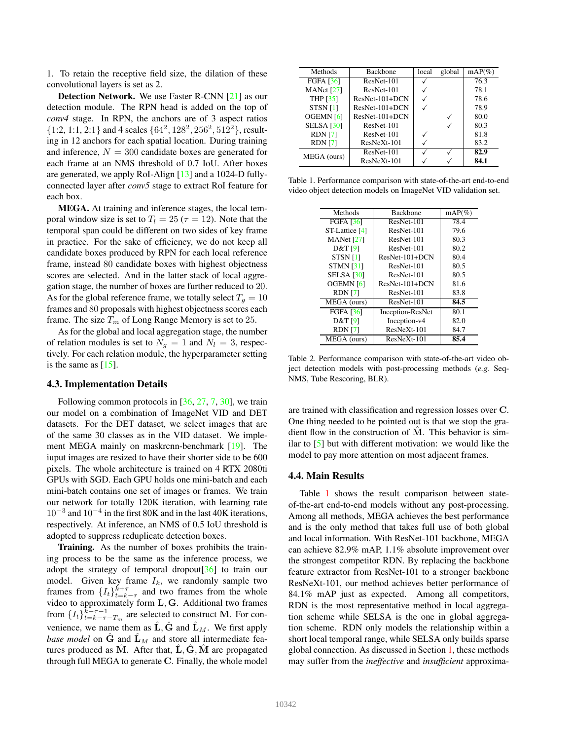1. To retain the receptive field size, the dilation of these convolutional layers is set as 2.

**Detection Network.** We use Faster R-CNN [21] as our detection module. The RPN head is added on the top of *conv4* stage. In RPN, the anchors are of 3 aspect ratios {1:2, 1:1, 2:1} and 4 scales $\{64^2, 128^2, 256^2, 512^2\}$, resulting in 12 anchors for each spatial location. During training and inference, $N = 300$ candidate boxes are generated for each frame at an NMS threshold of 0.7 IoU. After boxes are generated, we apply RoI-Align [13] and a 1024-D fully-connected layer after *conv5* stage to extract RoI feature for each box.

**MEGA.** At training and inference stages, the local temporal window size is set to $T_l = 25$ ($\tau = 12$). Note that the temporal span could be different on two sides of key frame in practice. For the sake of efficiency, we do not keep all candidate boxes produced by RPN for each local reference frame, instead 80 candidate boxes with highest objectness scores are selected. And in the latter stack of local aggregation stage, the number of boxes are further reduced to 20. As for the global reference frame, we totally select $T_g = 10$ frames and 80 proposals with highest objectness scores each frame. The size $T_m$ of Long Range Memory is set to 25.

As for the global and local aggregation stage, the number of relation modules is set to $N_g = 1$ and $N_l = 3$, respectively. For each relation module, the hyperparameter setting is the same as [15].

### 4.3. Implementation Details

Following common protocols in [36, 27, 7, 30], we train our model on a combination of ImageNet VID and DET datasets. For the DET dataset, we select images that are of the same 30 classes as in the VID dataset. We implement MEGA mainly on maskrcnn-benchmark [19]. The iuput images are resized to have their shorter side to be 600 pixels. The whole architecture is trained on 4 RTX 2080ti GPUs with SGD. Each GPU holds one mini-batch and each mini-batch contains one set of images or frames. We train our network for totally 120K iteration, with learning rate $10^{-3}$ and $10^{-4}$ in the first 80K and in the last 40K iterations, respectively. At inference, an NMS of 0.5 IoU threshold is adopted to suppress reduplicate detection boxes.

**Training.** As the number of boxes prohibits the training process to be the same as the inference process, we adopt the strategy of temporal dropout[36] to train our model. Given key frame $I_k$, we randomly sample two frames from $\{I_t\}_{t=k-\tau}^{k+\tau}$ and two frames from the whole video to approximately form $\mathbf{L}, \mathbf{G}$. Additional two frames from $\{I_t\}_{t=k-\tau-T_m}^{k-\tau-1}$ are selected to construct $\mathbf{M}$. For convenience, we name them as $\hat{\mathbf{L}}, \hat{\mathbf{G}}$ and $\hat{\mathbf{L}}_M$. We first apply *base model* on $\hat{\mathbf{G}}$ and $\hat{\mathbf{L}}_M$ and store all intermediate features produced as $\hat{\mathbf{M}}$. After that, $\hat{\mathbf{L}}, \hat{\mathbf{G}}, \hat{\mathbf{M}}$ are propagated through full MEGA to generate $\mathbf{C}$. Finally, the whole model are trained with classification and regression losses over $\mathbf{C}$. One thing needed to be pointed out is that we stop the gradient flow in the construction of $\hat{\mathbf{M}}$. This behavior is similar to [5] but with different motivation: we would like the model to pay more attention on most adjacent frames.

| Methods | Backbone | local | global | mAP(%) |
|---|---|---|---|---|
| FGFA [36] | ResNet-101 | ✓ | | 76.3 |
| MANet [27] | ResNet-101 | ✓ | | 78.1 |
| THP [35] | ResNet-101+DCN | ✓ | | 78.6 |
| STSN [1] | ResNet-101+DCN | ✓ | | 78.9 |
| OGEMN [6] | ResNet-101+DCN | | ✓ | 80.0 |
| SELSA [30] | ResNet-101 | | ✓ | 80.3 |
| RDN [7] | ResNet-101 | ✓ | | 81.8 |
| RDN [7] | ResNeXt-101 | ✓ | | 83.2 |
| MEGA (ours) | ResNet-101 | ✓ | ✓ | **82.9** |
| | ResNeXt-101 | ✓ | ✓ | **84.1** |

Table 1. Performance comparison with state-of-the-art end-to-end video object detection models on ImageNet VID validation set.

| Methods | Backbone | mAP(%) |
|---|---|---|
| FGFA [36] | ResNet-101 | 78.4 |
| ST-Lattice [4] | ResNet-101 | 79.6 |
| MANet [27] | ResNet-101 | 80.3 |
| D&T [9] | ResNet-101 | 80.2 |
| STSN [1] | ResNet-101+DCN | 80.4 |
| STMN [31] | ResNet-101 | 80.5 |
| SELSA [30] | ResNet-101 | 80.5 |
| OGEMN [6] | ResNet-101+DCN | 81.6 |
| RDN [7] | ResNet-101 | 83.8 |
| MEGA (ours) | ResNet-101 | **84.5** |
| FGFA [36] | Inception-ResNet | 80.1 |
| D&T [9] | Inception-v4 | 82.0 |
| RDN [7] | ResNeXt-101 | 84.7 |
| MEGA (ours) | ResNeXt-101 | **85.4** |

Table 2. Performance comparison with state-of-the-art video object detection models with post-processing methods (*e.g.* Seq-NMS, Tube Rescoring, BLR).

### 4.4. Main Results

Table 1 shows the result comparison between state-of-the-art end-to-end models without any post-processing. Among all methods, MEGA achieves the best performance and is the only method that takes full use of both global and local information. With ResNet-101 backbone, MEGA can achieve 82.9% mAP, 1.1% absolute improvement over the strongest competitor RDN. By replacing the backbone feature extractor from ResNet-101 to a stronger backbone ResNeXt-101, our method achieves better performance of 84.1% mAP just as expected. Among all competitors, RDN is the most representative method in local aggregation scheme while SELSA is the one in global aggregation scheme. RDN only models the relationship within a short local temporal range, while SELSA only builds sparse global connection. As discussed in Section 1, these methods may suffer from the *ineffective* and *insufficient* approxima-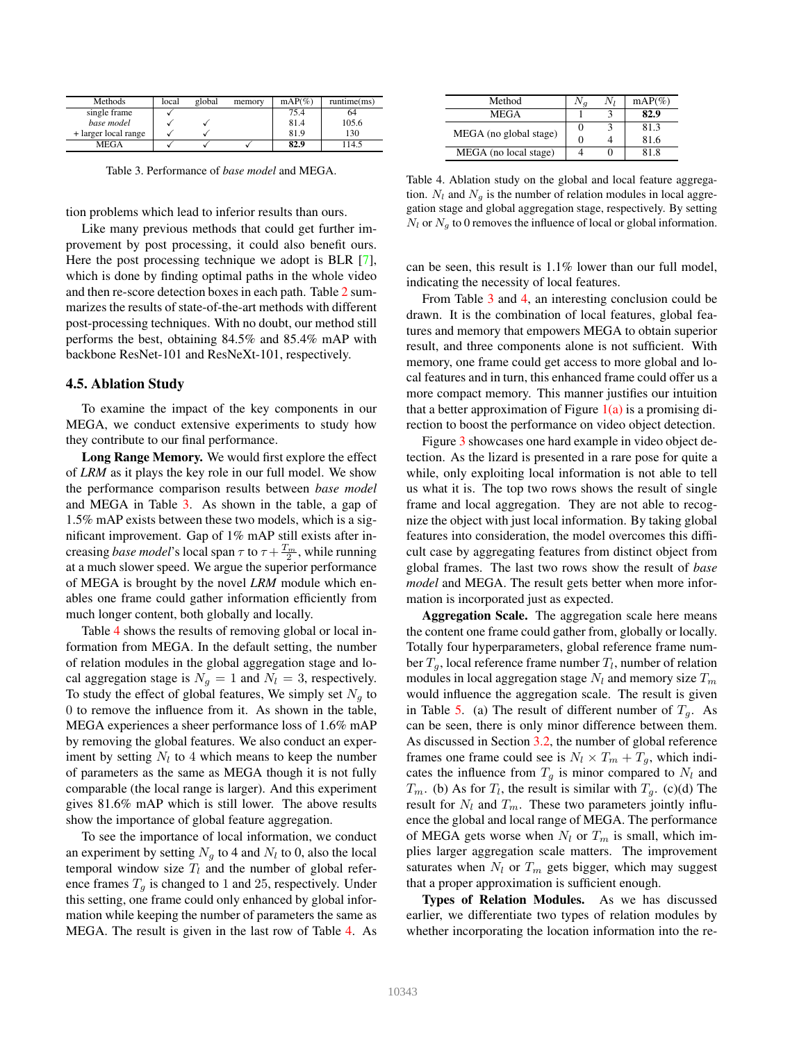| Methods | local | global | memory | mAP(%) | runtime(ms) |
|---|---|---|---|---|---|
| single frame | ✓ | | | 75.4 | 64 |
| *base model* | ✓ | ✓ | | 81.4 | 105.6 |
| + larger local range | ✓ | ✓ | | 81.9 | 130 |
| MEGA | ✓ | ✓ | ✓ | **82.9** | 114.5 |

Table 3. Performance of *base model* and MEGA.

tion problems which lead to inferior results than ours.

Like many previous methods that could get further improvement by post processing, it could also benefit ours. Here the post processing technique we adopt is BLR [7], which is done by finding optimal paths in the whole video and then re-score detection boxes in each path. Table 2 summarizes the results of state-of-the-art methods with different post-processing techniques. With no doubt, our method still performs the best, obtaining 84.5% and 85.4% mAP with backbone ResNet-101 and ResNeXt-101, respectively.

## 4.5. Ablation Study

To examine the impact of the key components in our MEGA, we conduct extensive experiments to study how they contribute to our final performance.

**Long Range Memory.** We would first explore the effect of *LRM* as it plays the key role in our full model. We show the performance comparison results between *base model* and MEGA in Table 3. As shown in the table, a gap of 1.5% mAP exists between these two models, which is a significant improvement. Gap of 1% mAP still exists after increasing *base model*'s local span $\tau$ to $\tau + \frac{T_m}{2}$, while running at a much slower speed. We argue the superior performance of MEGA is brought by the novel *LRM* module which enables one frame could gather information efficiently from much longer content, both globally and locally.

Table 4 shows the results of removing global or local information from MEGA. In the default setting, the number of relation modules in the global aggregation stage and local aggregation stage is $N_g = 1$ and $N_l = 3$, respectively. To study the effect of global features, We simply set $N_g$ to 0 to remove the influence from it. As shown in the table, MEGA experiences a sheer performance loss of 1.6% mAP by removing the global features. We also conduct an experiment by setting $N_l$ to 4 which means to keep the number of parameters as the same as MEGA though it is not fully comparable (the local range is larger). And this experiment gives 81.6% mAP which is still lower. The above results show the importance of global feature aggregation.

To see the importance of local information, we conduct an experiment by setting $N_g$ to 4 and $N_l$ to 0, also the local temporal window size $T_l$ and the number of global reference frames $T_g$ is changed to 1 and 25, respectively. Under this setting, one frame could only enhanced by global information while keeping the number of parameters the same as MEGA. The result is given in the last row of Table 4. As can be seen, this result is 1.1% lower than our full model, indicating the necessity of local features.

| Method | $N_g$ | $N_l$ | mAP(%) |
|---|---|---|---|
| MEGA | 1 | 3 | **82.9** |
| MEGA (no global stage) | 0 | 3 | 81.3 |
| | 0 | 4 | 81.6 |
| MEGA (no local stage) | 4 | 0 | 81.8 |

Table 4. Ablation study on the global and local feature aggregation. $N_l$ and $N_g$ is the number of relation modules in local aggregation stage and global aggregation stage, respectively. By setting $N_l$ or $N_g$ to 0 removes the influence of local or global information.

From Table 3 and 4, an interesting conclusion could be drawn. It is the combination of local features, global features and memory that empowers MEGA to obtain superior result, and three components alone is not sufficient. With memory, one frame could get access to more global and local features and in turn, this enhanced frame could offer us a more compact memory. This manner justifies our intuition that a better approximation of Figure 1(a) is a promising direction to boost the performance on video object detection.

Figure 3 showcases one hard example in video object detection. As the lizard is presented in a rare pose for quite a while, only exploiting local information is not able to tell us what it is. The top two rows shows the result of single frame and local aggregation. They are not able to recognize the object with just local information. By taking global features into consideration, the model overcomes this difficult case by aggregating features from distinct object from global frames. The last two rows show the result of *base model* and MEGA. The result gets better when more information is incorporated just as expected.

**Aggregation Scale.** The aggregation scale here means the content one frame could gather from, globally or locally. Totally four hyperparameters, global reference frame number $T_g$, local reference frame number $T_l$, number of relation modules in local aggregation stage $N_l$ and memory size $T_m$ would influence the aggregation scale. The result is given in Table 5. (a) The result of different number of $T_g$. As can be seen, there is only minor difference between them. As discussed in Section 3.2, the number of global reference frames one frame could see is $N_l \times T_m + T_g$, which indicates the influence from $T_g$ is minor compared to $N_l$ and $T_m$. (b) As for $T_l$, the result is similar with $T_g$. (c)(d) The result for $N_l$ and $T_m$. These two parameters jointly influence the global and local range of MEGA. The performance of MEGA gets worse when $N_l$ or $T_m$ is small, which implies larger aggregation scale matters. The improvement saturates when $N_l$ or $T_m$ gets bigger, which may suggest that a proper approximation is sufficient enough.

**Types of Relation Modules.** As we has discussed earlier, we differentiate two types of relation modules by whether incorporating the location information into the re-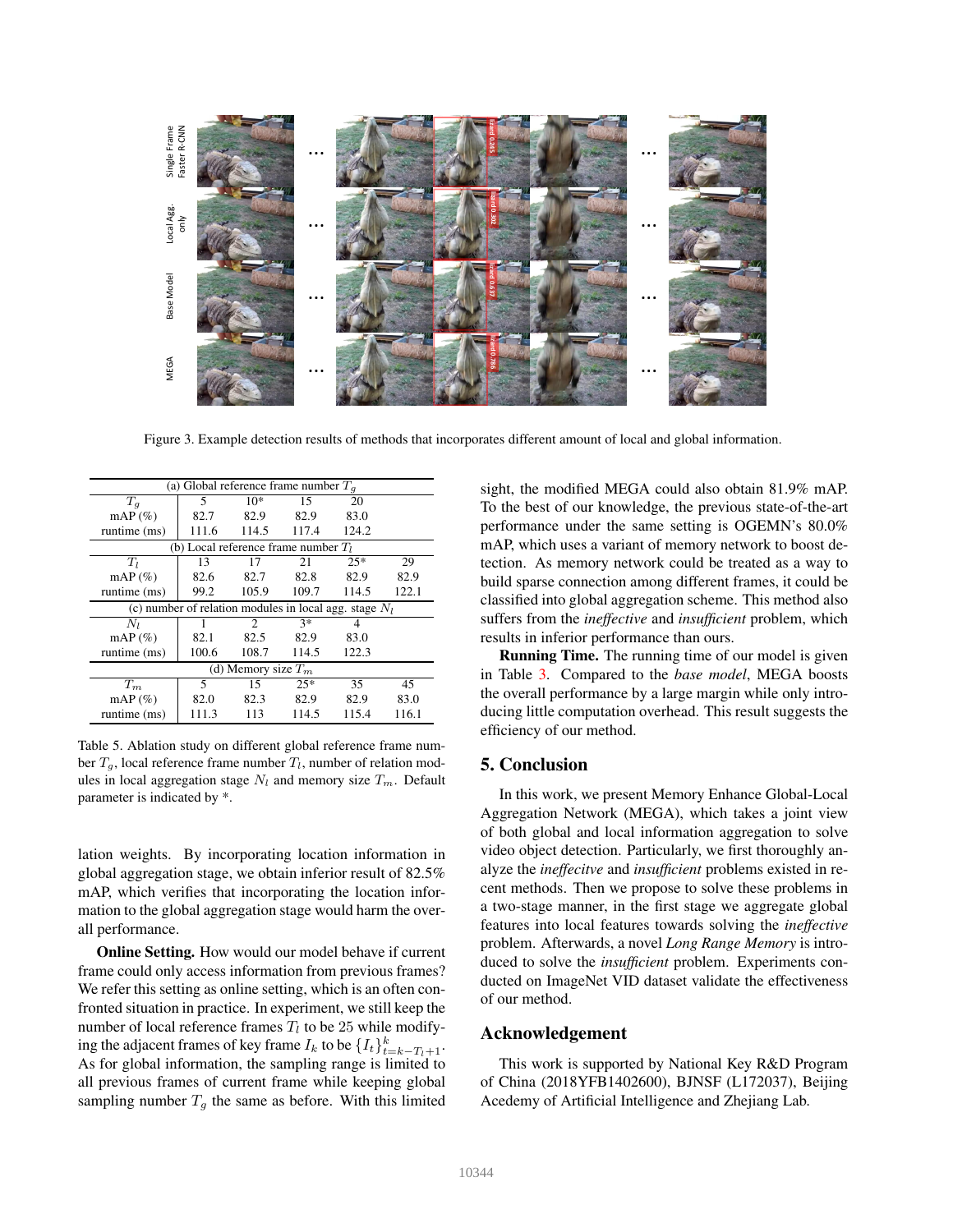Figure 3. Example detection results of methods that incorporates different amount of local and global information.

| (a) Global reference frame number $T_g$ | | | | | |
|---|---|---|---|---|---|
| $T_g$ | 5 | 10* | 15 | 20 | |
| mAP (%) | 82.7 | 82.9 | 82.9 | 83.0 | |
| runtime (ms) | 111.6 | 114.5 | 117.4 | 124.2 | |
| (b) Local reference frame number $T_l$ | | | | | |
| $T_l$ | 13 | 17 | 21 | 25* | 29 |
| mAP (%) | 82.6 | 82.7 | 82.8 | 82.9 | 82.9 |
| runtime (ms) | 99.2 | 105.9 | 109.7 | 114.5 | 122.1 |
| (c) number of relation modules in local agg. stage $N_l$ | | | | | |
| $N_l$ | 1 | 2 | 3* | 4 | |
| mAP (%) | 82.1 | 82.5 | 82.9 | 83.0 | |
| runtime (ms) | 100.6 | 108.7 | 114.5 | 122.3 | |
| (d) Memory size $T_m$ | | | | | |
| $T_m$ | 5 | 15 | 25* | 35 | 45 |
| mAP (%) | 82.0 | 82.3 | 82.9 | 82.9 | 83.0 |
| runtime (ms) | 111.3 | 113 | 114.5 | 115.4 | 116.1 |

Table 5. Ablation study on different global reference frame number $T_g$, local reference frame number $T_l$, number of relation modules in local aggregation stage $N_l$ and memory size $T_m$. Default parameter is indicated by *.

lation weights. By incorporating location information in global aggregation stage, we obtain inferior result of 82.5% mAP, which verifies that incorporating the location information to the global aggregation stage would harm the overall performance.

**Online Setting.** How would our model behave if current frame could only access information from previous frames? We refer this setting as online setting, which is an often confronted situation in practice. In experiment, we still keep the number of local reference frames $T_l$ to be 25 while modifying the adjacent frames of key frame $I_k$ to be $\{I_t\}_{t=k-T_l+1}^{k}$. As for global information, the sampling range is limited to all previous frames of current frame while keeping global sampling number $T_g$ the same as before. With this limited sight, the modified MEGA could also obtain 81.9% mAP. To the best of our knowledge, the previous state-of-the-art performance under the same setting is OGEMN's 80.0% mAP, which uses a variant of memory network to boost detection. As memory network could be treated as a way to build sparse connection among different frames, it could be classified into global aggregation scheme. This method also suffers from the *ineffective* and *insufficient* problem, which results in inferior performance than ours.

**Running Time.** The running time of our model is given in Table 3. Compared to the *base model*, MEGA boosts the overall performance by a large margin while only introducing little computation overhead. This result suggests the efficiency of our method.

## 5. Conclusion

In this work, we present Memory Enhance Global-Local Aggregation Network (MEGA), which takes a joint view of both global and local information aggregation to solve video object detection. Particularly, we first thoroughly analyze the *ineffecitve* and *insufficient* problems existed in recent methods. Then we propose to solve these problems in a two-stage manner, in the first stage we aggregate global features into local features towards solving the *ineffective* problem. Afterwards, a novel *Long Range Memory* is introduced to solve the *insufficient* problem. Experiments conducted on ImageNet VID dataset validate the effectiveness of our method.

## Acknowledgement

This work is supported by National Key R&D Program of China (2018YFB1402600), BJNSF (L172037), Beijing Acedemy of Artificial Intelligence and Zhejiang Lab.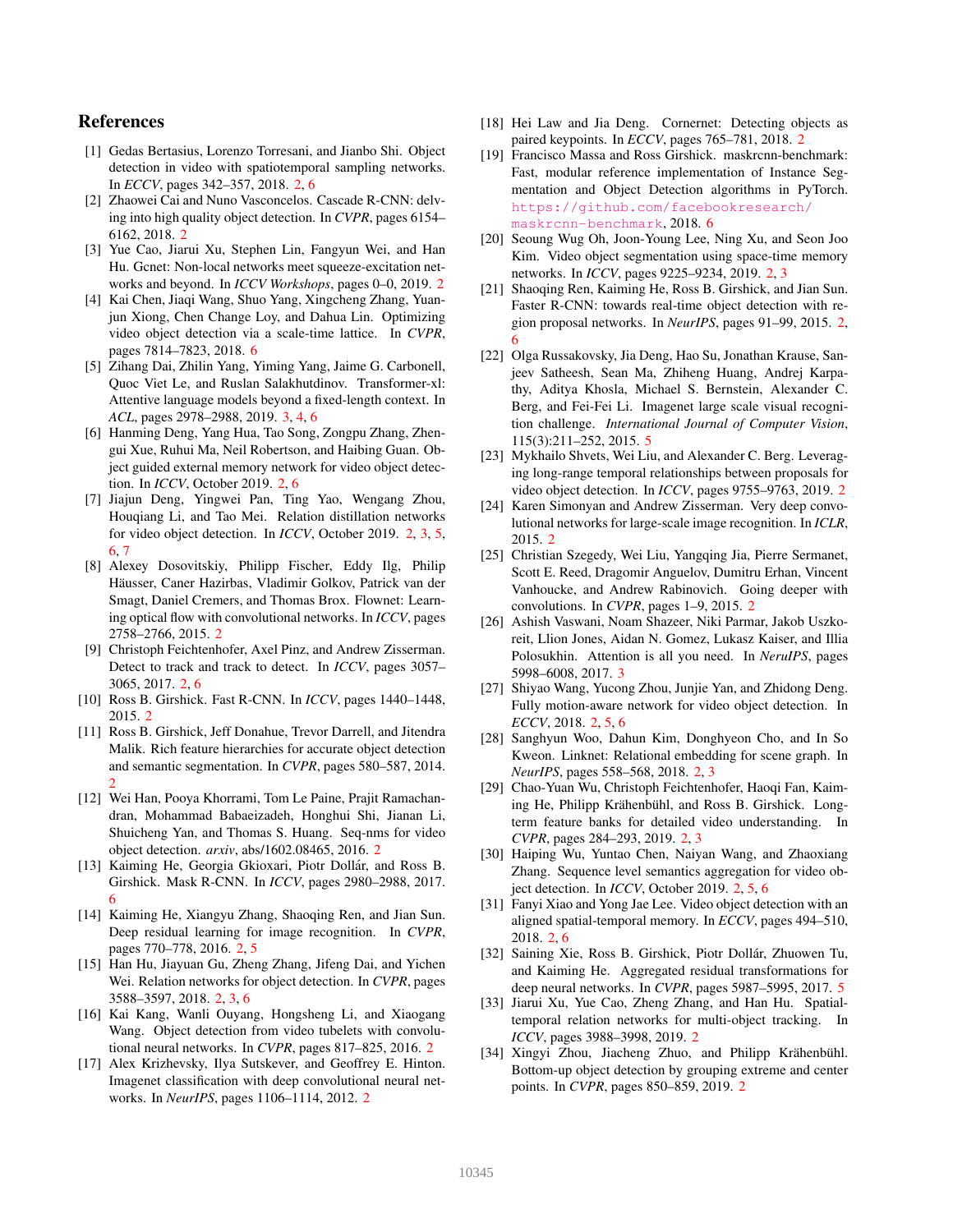# References

[1] Gedas Bertasius, Lorenzo Torresani, and Jianbo Shi. Object detection in video with spatiotemporal sampling networks. In *ECCV*, pages 342–357, 2018. 2, 6

[2] Zhaowei Cai and Nuno Vasconcelos. Cascade R-CNN: delving into high quality object detection. In *CVPR*, pages 6154–6162, 2018. 2

[3] Yue Cao, Jiarui Xu, Stephen Lin, Fangyun Wei, and Han Hu. Gcnet: Non-local networks meet squeeze-excitation networks and beyond. In *ICCV Workshops*, pages 0–0, 2019. 2

[4] Kai Chen, Jiaqi Wang, Shuo Yang, Xingcheng Zhang, Yuanjun Xiong, Chen Change Loy, and Dahua Lin. Optimizing video object detection via a scale-time lattice. In *CVPR*, pages 7814–7823, 2018. 6

[5] Zihang Dai, Zhilin Yang, Yiming Yang, Jaime G. Carbonell, Quoc Viet Le, and Ruslan Salakhutdinov. Transformer-xl: Attentive language models beyond a fixed-length context. In *ACL*, pages 2978–2988, 2019. 3, 4, 6

[6] Hanming Deng, Yang Hua, Tao Song, Zongpu Zhang, Zhengui Xue, Ruhui Ma, Neil Robertson, and Haibing Guan. Object guided external memory network for video object detection. In *ICCV*, October 2019. 2, 6

[7] Jiajun Deng, Yingwei Pan, Ting Yao, Wengang Zhou, Houqiang Li, and Tao Mei. Relation distillation networks for video object detection. In *ICCV*, October 2019. 2, 3, 5, 6, 7

[8] Alexey Dosovitskiy, Philipp Fischer, Eddy Ilg, Philip Häusser, Caner Hazirbas, Vladimir Golkov, Patrick van der Smagt, Daniel Cremers, and Thomas Brox. Flownet: Learning optical flow with convolutional networks. In *ICCV*, pages 2758–2766, 2015. 2

[9] Christoph Feichtenhofer, Axel Pinz, and Andrew Zisserman. Detect to track and track to detect. In *ICCV*, pages 3057–3065, 2017. 2, 6

[10] Ross B. Girshick. Fast R-CNN. In *ICCV*, pages 1440–1448, 2015. 2

[11] Ross B. Girshick, Jeff Donahue, Trevor Darrell, and Jitendra Malik. Rich feature hierarchies for accurate object detection and semantic segmentation. In *CVPR*, pages 580–587, 2014. 2

[12] Wei Han, Pooya Khorrami, Tom Le Paine, Prajit Ramachandran, Mohammad Babaeizadeh, Honghui Shi, Jianan Li, Shuicheng Yan, and Thomas S. Huang. Seq-nms for video object detection. *arxiv*, abs/1602.08465, 2016. 2

[13] Kaiming He, Georgia Gkioxari, Piotr Dollár, and Ross B. Girshick. Mask R-CNN. In *ICCV*, pages 2980–2988, 2017. 6

[14] Kaiming He, Xiangyu Zhang, Shaoqing Ren, and Jian Sun. Deep residual learning for image recognition. In *CVPR*, pages 770–778, 2016. 2, 5

[15] Han Hu, Jiayuan Gu, Zheng Zhang, Jifeng Dai, and Yichen Wei. Relation networks for object detection. In *CVPR*, pages 3588–3597, 2018. 2, 3, 6

[16] Kai Kang, Wanli Ouyang, Hongsheng Li, and Xiaogang Wang. Object detection from video tubelets with convolutional neural networks. In *CVPR*, pages 817–825, 2016. 2

[17] Alex Krizhevsky, Ilya Sutskever, and Geoffrey E. Hinton. Imagenet classification with deep convolutional neural networks. In *NeurIPS*, pages 1106–1114, 2012. 2

[18] Hei Law and Jia Deng. Cornernet: Detecting objects as paired keypoints. In *ECCV*, pages 765–781, 2018. 2

[19] Francisco Massa and Ross Girshick. maskrcnn-benchmark: Fast, modular reference implementation of Instance Segmentation and Object Detection algorithms in PyTorch. https://github.com/facebookresearch/maskrcnn-benchmark, 2018. 6

[20] Seoung Wug Oh, Joon-Young Lee, Ning Xu, and Seon Joo Kim. Video object segmentation using space-time memory networks. In *ICCV*, pages 9225–9234, 2019. 2, 3

[21] Shaoqing Ren, Kaiming He, Ross B. Girshick, and Jian Sun. Faster R-CNN: towards real-time object detection with region proposal networks. In *NeurIPS*, pages 91–99, 2015. 2, 6

[22] Olga Russakovsky, Jia Deng, Hao Su, Jonathan Krause, Sanjeev Satheesh, Sean Ma, Zhiheng Huang, Andrej Karpathy, Aditya Khosla, Michael S. Bernstein, Alexander C. Berg, and Fei-Fei Li. Imagenet large scale visual recognition challenge. *International Journal of Computer Vision*, 115(3):211–252, 2015. 5

[23] Mykhailo Shvets, Wei Liu, and Alexander C. Berg. Leveraging long-range temporal relationships between proposals for video object detection. In *ICCV*, pages 9755–9763, 2019. 2

[24] Karen Simonyan and Andrew Zisserman. Very deep convolutional networks for large-scale image recognition. In *ICLR*, 2015. 2

[25] Christian Szegedy, Wei Liu, Yangqing Jia, Pierre Sermanet, Scott E. Reed, Dragomir Anguelov, Dumitru Erhan, Vincent Vanhoucke, and Andrew Rabinovich. Going deeper with convolutions. In *CVPR*, pages 1–9, 2015. 2

[26] Ashish Vaswani, Noam Shazeer, Niki Parmar, Jakob Uszkoreit, Llion Jones, Aidan N. Gomez, Lukasz Kaiser, and Illia Polosukhin. Attention is all you need. In *NeruIPS*, pages 5998–6008, 2017. 3

[27] Shiyao Wang, Yucong Zhou, Junjie Yan, and Zhidong Deng. Fully motion-aware network for video object detection. In *ECCV*, 2018. 2, 5, 6

[28] Sanghyun Woo, Dahun Kim, Donghyeon Cho, and In So Kweon. Linknet: Relational embedding for scene graph. In *NeurIPS*, pages 558–568, 2018. 2, 3

[29] Chao-Yuan Wu, Christoph Feichtenhofer, Haoqi Fan, Kaiming He, Philipp Krähenbühl, and Ross B. Girshick. Long-term feature banks for detailed video understanding. In *CVPR*, pages 284–293, 2019. 2, 3

[30] Haiping Wu, Yuntao Chen, Naiyan Wang, and Zhaoxiang Zhang. Sequence level semantics aggregation for video object detection. In *ICCV*, October 2019. 2, 5, 6

[31] Fanyi Xiao and Yong Jae Lee. Video object detection with an aligned spatial-temporal memory. In *ECCV*, pages 494–510, 2018. 2, 6

[32] Saining Xie, Ross B. Girshick, Piotr Dollár, Zhuowen Tu, and Kaiming He. Aggregated residual transformations for deep neural networks. In *CVPR*, pages 5987–5995, 2017. 5

[33] Jiarui Xu, Yue Cao, Zheng Zhang, and Han Hu. Spatial-temporal relation networks for multi-object tracking. In *ICCV*, pages 3988–3998, 2019. 2

[34] Xingyi Zhou, Jiacheng Zhuo, and Philipp Krähenbühl. Bottom-up object detection by grouping extreme and center points. In *CVPR*, pages 850–859, 2019. 2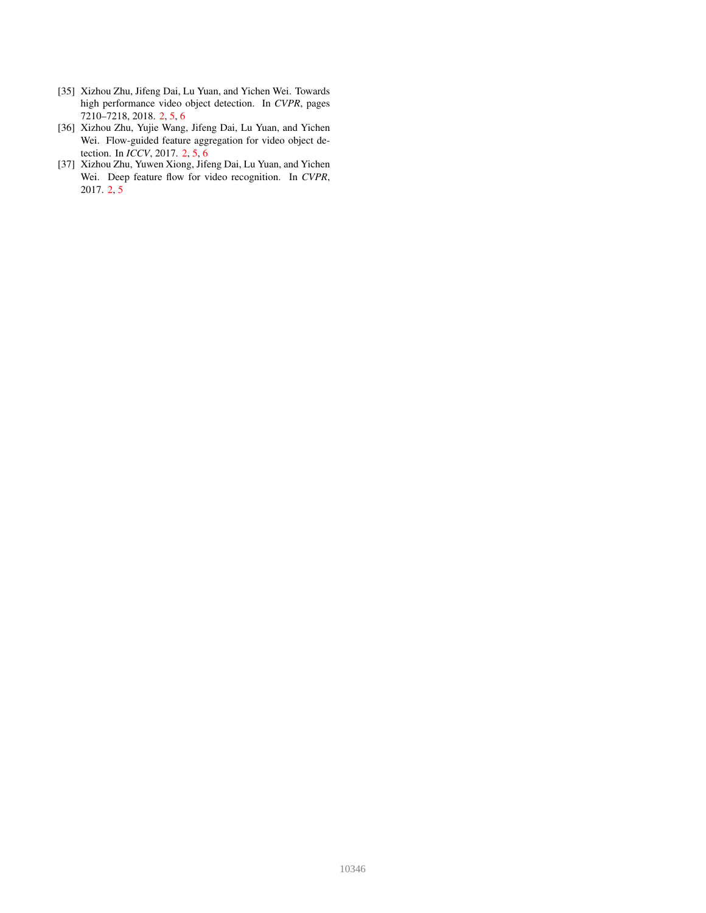[35] Xizhou Zhu, Jifeng Dai, Lu Yuan, and Yichen Wei. Towards high performance video object detection. In *CVPR*, pages 7210–7218, 2018. 2, 5, 6

[36] Xizhou Zhu, Yujie Wang, Jifeng Dai, Lu Yuan, and Yichen Wei. Flow-guided feature aggregation for video object detection. In *ICCV*, 2017. 2, 5, 6

[37] Xizhou Zhu, Yuwen Xiong, Jifeng Dai, Lu Yuan, and Yichen Wei. Deep feature flow for video recognition. In *CVPR*, 2017. 2, 5